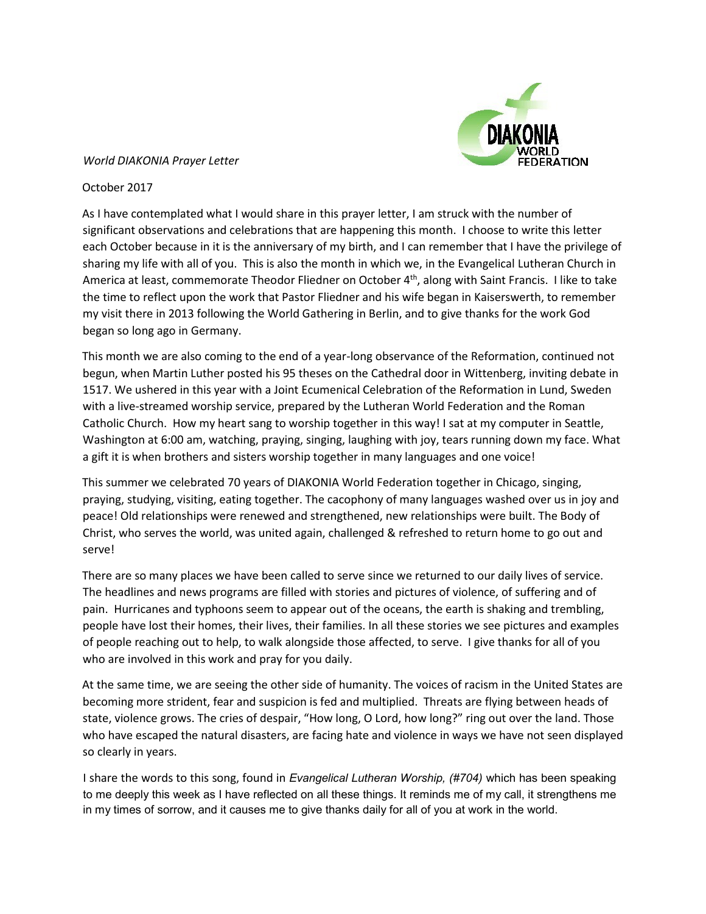*World DIAKONIA Prayer Letter*

October 2017

As I have contemplated what I would share in this prayer letter, I am struck with the number of significant observations and celebrations that are happening this month. I choose to write this letter each October because in it is the anniversary of my birth, and I can remember that I have the privilege of sharing my life with all of you. This is also the month in which we, in the Evangelical Lutheran Church in America at least, commemorate Theodor Fliedner on October 4th, along with Saint Francis. I like to take the time to reflect upon the work that Pastor Fliedner and his wife began in Kaiserswerth, to remember my visit there in 2013 following the World Gathering in Berlin, and to give thanks for the work God began so long ago in Germany.

This month we are also coming to the end of a year-long observance of the Reformation, continued not begun, when Martin Luther posted his 95 theses on the Cathedral door in Wittenberg, inviting debate in 1517. We ushered in this year with a Joint Ecumenical Celebration of the Reformation in Lund, Sweden with a live-streamed worship service, prepared by the Lutheran World Federation and the Roman Catholic Church. How my heart sang to worship together in this way! I sat at my computer in Seattle, Washington at 6:00 am, watching, praying, singing, laughing with joy, tears running down my face. What a gift it is when brothers and sisters worship together in many languages and one voice!

This summer we celebrated 70 years of DIAKONIA World Federation together in Chicago, singing, praying, studying, visiting, eating together. The cacophony of many languages washed over us in joy and peace! Old relationships were renewed and strengthened, new relationships were built. The Body of Christ, who serves the world, was united again, challenged & refreshed to return home to go out and serve!

There are so many places we have been called to serve since we returned to our daily lives of service. The headlines and news programs are filled with stories and pictures of violence, of suffering and of pain. Hurricanes and typhoons seem to appear out of the oceans, the earth is shaking and trembling, people have lost their homes, their lives, their families. In all these stories we see pictures and examples of people reaching out to help, to walk alongside those affected, to serve. I give thanks for all of you who are involved in this work and pray for you daily.

At the same time, we are seeing the other side of humanity. The voices of racism in the United States are becoming more strident, fear and suspicion is fed and multiplied. Threats are flying between heads of state, violence grows. The cries of despair, "How long, O Lord, how long?" ring out over the land. Those who have escaped the natural disasters, are facing hate and violence in ways we have not seen displayed so clearly in years.

I share the words to this song, found in *Evangelical Lutheran Worship, (#704)* which has been speaking to me deeply this week as I have reflected on all these things. It reminds me of my call, it strengthens me in my times of sorrow, and it causes me to give thanks daily for all of you at work in the world.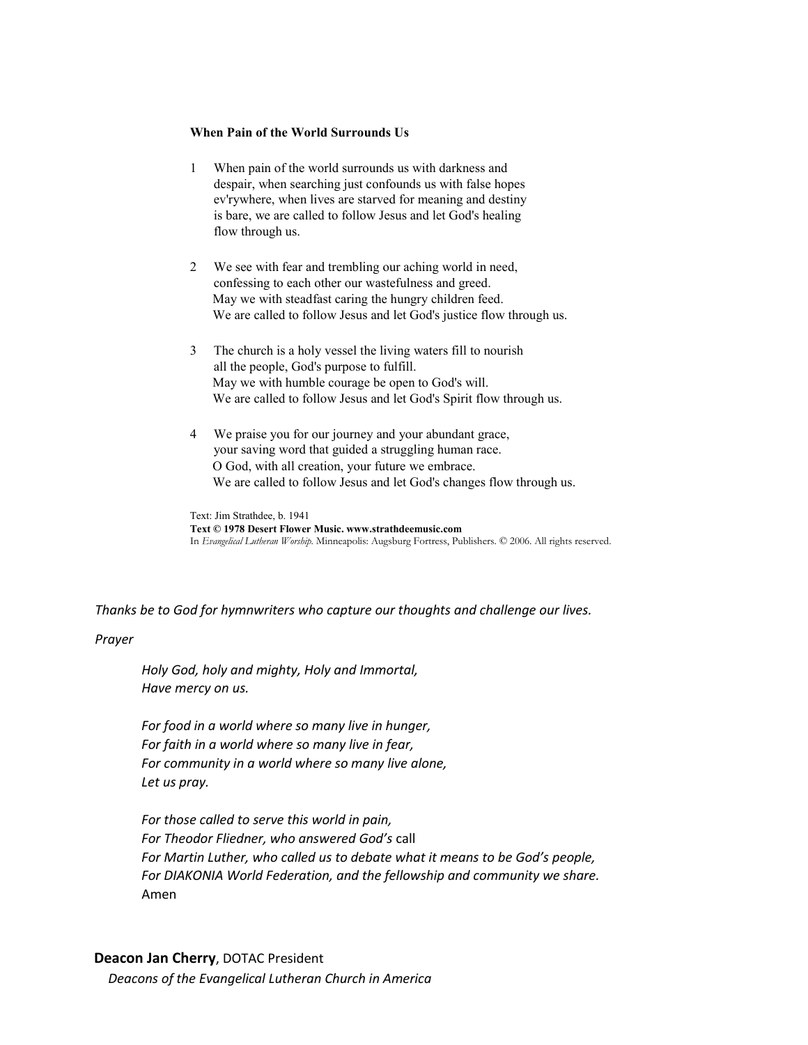**When Pain of the World Surrounds Us**

1 When pain of the world surrounds us with darkness and despair, when searching just confounds us with false hopes ev'rywhere, when lives are starved for meaning and destiny is bare, we are called to follow Jesus and let God's healing flow through us.

2 We see with fear and trembling our aching world in need, confessing to each other our wastefulness and greed. May we with steadfast caring the hungry children feed. We are called to follow Jesus and let God's justice flow through us.

3 The church is a holy vessel the living waters fill to nourish all the people, God's purpose to fulfill. May we with humble courage be open to God's will. We are called to follow Jesus and let God's Spirit flow through us.

4 We praise you for our journey and your abundant grace, your saving word that guided a struggling human race. O God, with all creation, your future we embrace. We are called to follow Jesus and let God's changes flow through us.

Text: Jim Strathdee, b. 1941
**Text © 1978 Desert Flower Music. www.strathdeemusic.com**
In *Evangelical Lutheran Worship*. Minneapolis: Augsburg Fortress, Publishers. © 2006. All rights reserved.

*Thanks be to God for hymnwriters who capture our thoughts and challenge our lives.*

*Prayer*

*Holy God, holy and mighty, Holy and Immortal,*
*Have mercy on us.*

*For food in a world where so many live in hunger,*
*For faith in a world where so many live in fear,*
*For community in a world where so many live alone,*
*Let us pray.*

*For those called to serve this world in pain,*
*For Theodor Fliedner, who answered God's* call
*For Martin Luther, who called us to debate what it means to be God's people,*
*For DIAKONIA World Federation, and the fellowship and community we share.*
Amen

**Deacon Jan Cherry**, DOTAC President
*Deacons of the Evangelical Lutheran Church in America*